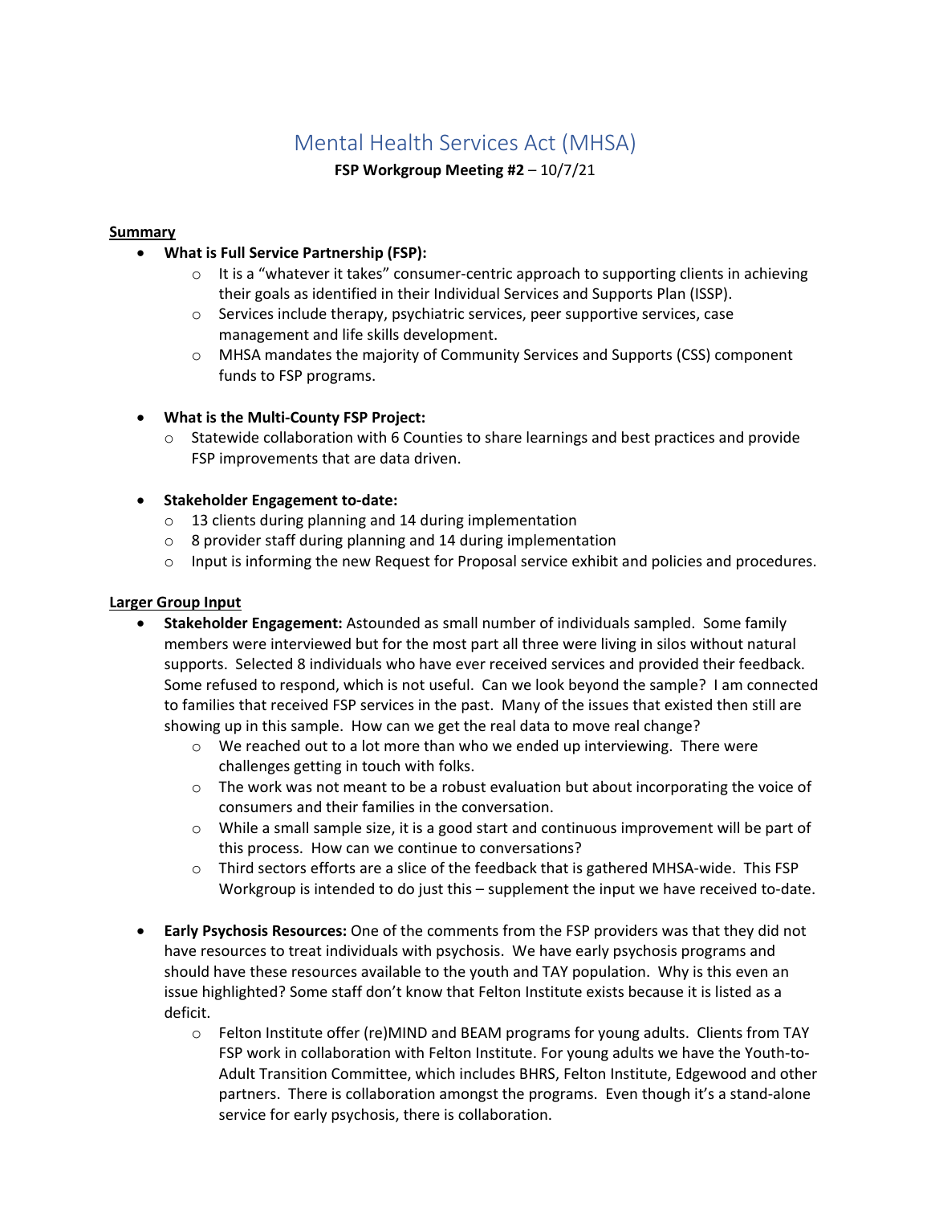# Mental Health Services Act (MHSA)

**FSP Workgroup Meeting #2** – 10/7/21

**Summary**

- **What is Full Service Partnership (FSP):**
  - It is a "whatever it takes" consumer-centric approach to supporting clients in achieving their goals as identified in their Individual Services and Supports Plan (ISSP).
  - Services include therapy, psychiatric services, peer supportive services, case management and life skills development.
  - MHSA mandates the majority of Community Services and Supports (CSS) component funds to FSP programs.

- **What is the Multi-County FSP Project:**
  - Statewide collaboration with 6 Counties to share learnings and best practices and provide FSP improvements that are data driven.

- **Stakeholder Engagement to-date:**
  - 13 clients during planning and 14 during implementation
  - 8 provider staff during planning and 14 during implementation
  - Input is informing the new Request for Proposal service exhibit and policies and procedures.

**Larger Group Input**

- **Stakeholder Engagement:** Astounded as small number of individuals sampled. Some family members were interviewed but for the most part all three were living in silos without natural supports. Selected 8 individuals who have ever received services and provided their feedback. Some refused to respond, which is not useful. Can we look beyond the sample? I am connected to families that received FSP services in the past. Many of the issues that existed then still are showing up in this sample. How can we get the real data to move real change?
  - We reached out to a lot more than who we ended up interviewing. There were challenges getting in touch with folks.
  - The work was not meant to be a robust evaluation but about incorporating the voice of consumers and their families in the conversation.
  - While a small sample size, it is a good start and continuous improvement will be part of this process. How can we continue to conversations?
  - Third sectors efforts are a slice of the feedback that is gathered MHSA-wide. This FSP Workgroup is intended to do just this – supplement the input we have received to-date.

- **Early Psychosis Resources:** One of the comments from the FSP providers was that they did not have resources to treat individuals with psychosis. We have early psychosis programs and should have these resources available to the youth and TAY population. Why is this even an issue highlighted? Some staff don't know that Felton Institute exists because it is listed as a deficit.
  - Felton Institute offer (re)MIND and BEAM programs for young adults. Clients from TAY FSP work in collaboration with Felton Institute. For young adults we have the Youth-to-Adult Transition Committee, which includes BHRS, Felton Institute, Edgewood and other partners. There is collaboration amongst the programs. Even though it's a stand-alone service for early psychosis, there is collaboration.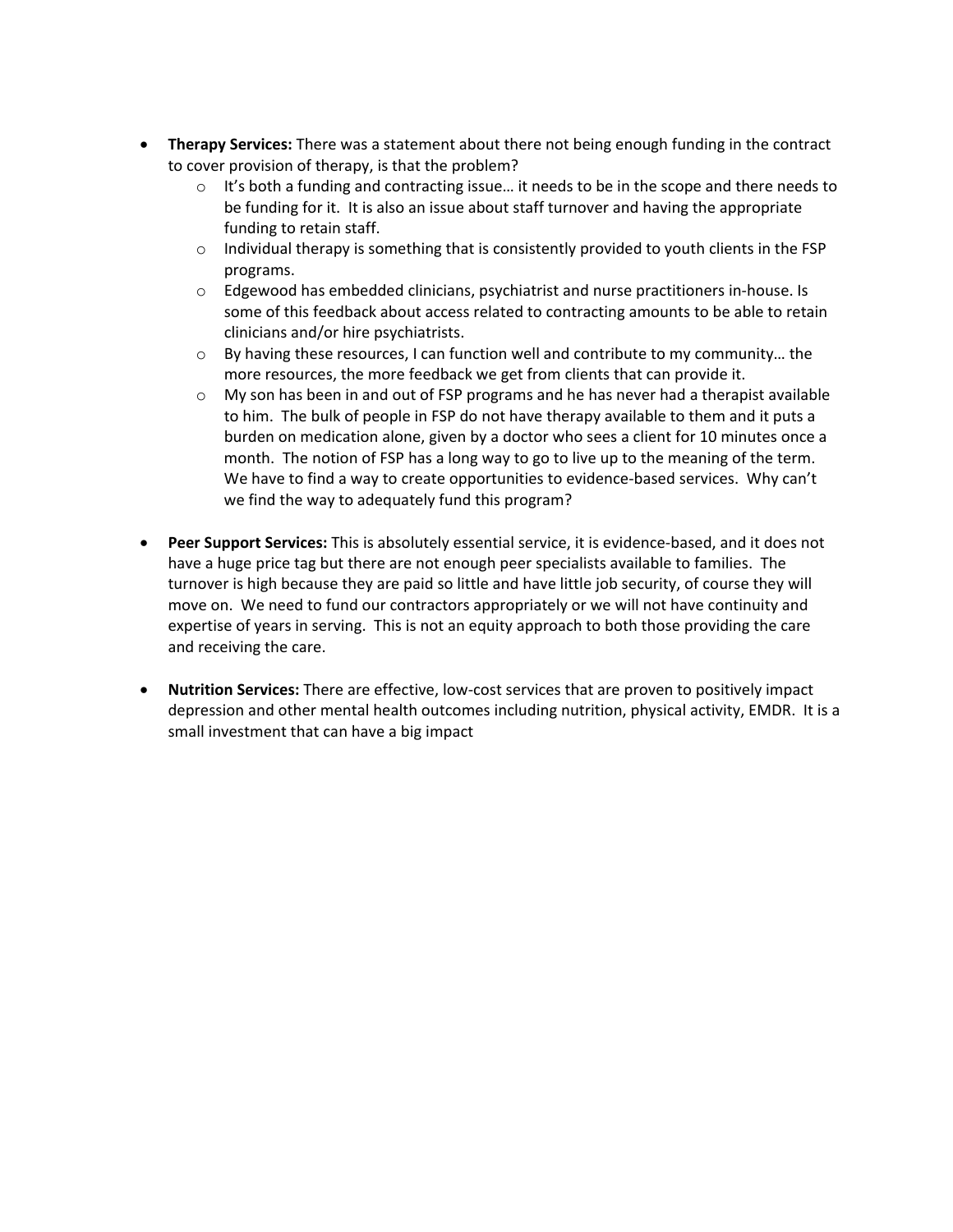- **Therapy Services:** There was a statement about there not being enough funding in the contract to cover provision of therapy, is that the problem?
  - It's both a funding and contracting issue… it needs to be in the scope and there needs to be funding for it. It is also an issue about staff turnover and having the appropriate funding to retain staff.
  - Individual therapy is something that is consistently provided to youth clients in the FSP programs.
  - Edgewood has embedded clinicians, psychiatrist and nurse practitioners in-house. Is some of this feedback about access related to contracting amounts to be able to retain clinicians and/or hire psychiatrists.
  - By having these resources, I can function well and contribute to my community… the more resources, the more feedback we get from clients that can provide it.
  - My son has been in and out of FSP programs and he has never had a therapist available to him. The bulk of people in FSP do not have therapy available to them and it puts a burden on medication alone, given by a doctor who sees a client for 10 minutes once a month. The notion of FSP has a long way to go to live up to the meaning of the term. We have to find a way to create opportunities to evidence-based services. Why can't we find the way to adequately fund this program?

- **Peer Support Services:** This is absolutely essential service, it is evidence-based, and it does not have a huge price tag but there are not enough peer specialists available to families. The turnover is high because they are paid so little and have little job security, of course they will move on. We need to fund our contractors appropriately or we will not have continuity and expertise of years in serving. This is not an equity approach to both those providing the care and receiving the care.

- **Nutrition Services:** There are effective, low-cost services that are proven to positively impact depression and other mental health outcomes including nutrition, physical activity, EMDR. It is a small investment that can have a big impact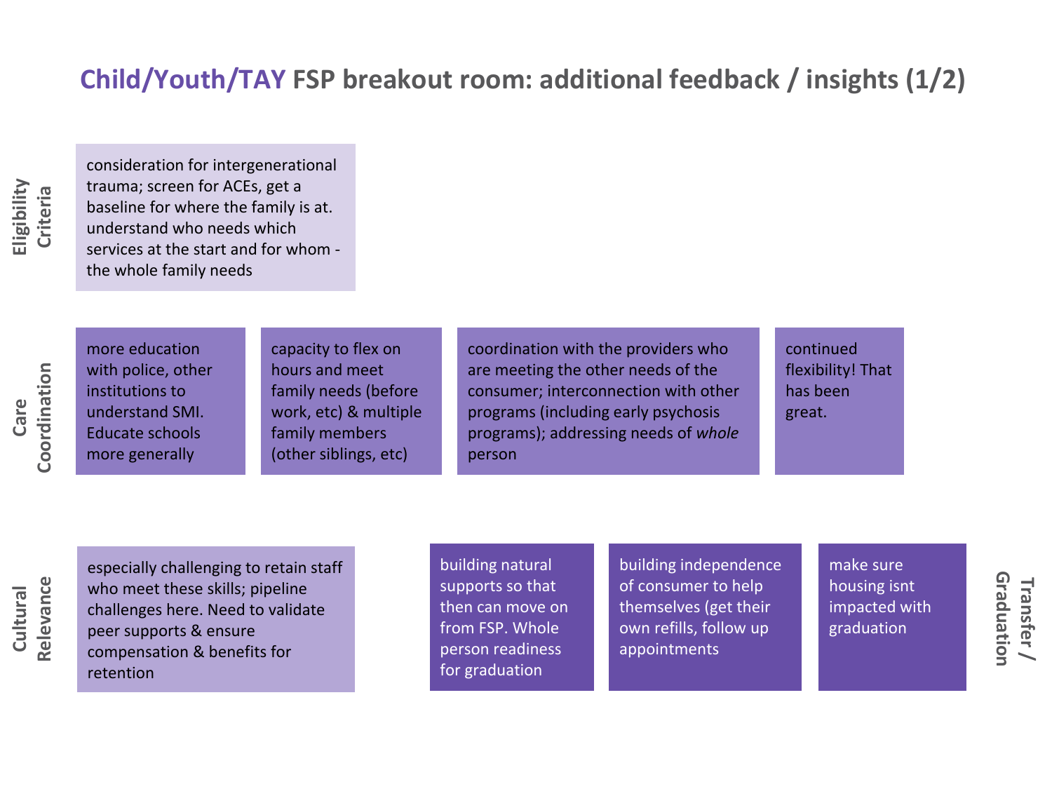# Child/Youth/TAY FSP breakout room: additional feedback / insights (1/2)

## Eligibility Criteria

- consideration for intergenerational trauma; screen for ACEs, get a baseline for where the family is at. understand who needs which services at the start and for whom - the whole family needs

## Care Coordination

- more education with police, other institutions to understand SMI. Educate schools more generally
- capacity to flex on hours and meet family needs (before work, etc) & multiple family members (other siblings, etc)
- coordination with the providers who are meeting the other needs of the consumer; interconnection with other programs (including early psychosis programs); addressing needs of *whole* person
- continued flexibility! That has been great.

## Cultural Relevance

- especially challenging to retain staff who meet these skills; pipeline challenges here. Need to validate peer supports & ensure compensation & benefits for retention

## Transfer / Graduation

- building natural supports so that then can move on from FSP. Whole person readiness for graduation
- building independence of consumer to help themselves (get their own refills, follow up appointments
- make sure housing isnt impacted with graduation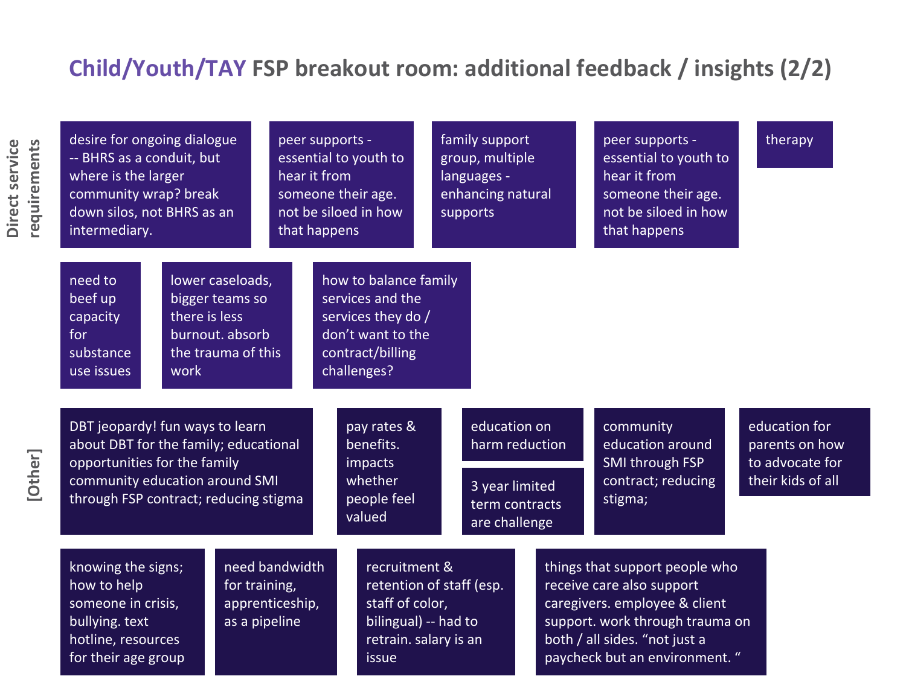# Child/Youth/TAY FSP breakout room: additional feedback / insights (2/2)

## Direct service requirements

- desire for ongoing dialogue -- BHRS as a conduit, but where is the larger community wrap? break down silos, not BHRS as an intermediary.
- peer supports - essential to youth to hear it from someone their age. not be siloed in how that happens
- family support group, multiple languages - enhancing natural supports
- peer supports - essential to youth to hear it from someone their age. not be siloed in how that happens
- therapy
- need to beef up capacity for substance use issues
- lower caseloads, bigger teams so there is less burnout. absorb the trauma of this work
- how to balance family services and the services they do / don't want to the contract/billing challenges?

## [Other]

- DBT jeopardy! fun ways to learn about DBT for the family; educational opportunities for the family community education around SMI through FSP contract; reducing stigma
- pay rates & benefits. impacts whether people feel valued
- education on harm reduction
- 3 year limited term contracts are challenge
- community education around SMI through FSP contract; reducing stigma;
- education for parents on how to advocate for their kids of all
- knowing the signs; how to help someone in crisis, bullying. text hotline, resources for their age group
- need bandwidth for training, apprenticeship, as a pipeline
- recruitment & retention of staff (esp. staff of color, bilingual) -- had to retrain. salary is an issue
- things that support people who receive care also support caregivers. employee & client support. work through trauma on both / all sides. "not just a paycheck but an environment. "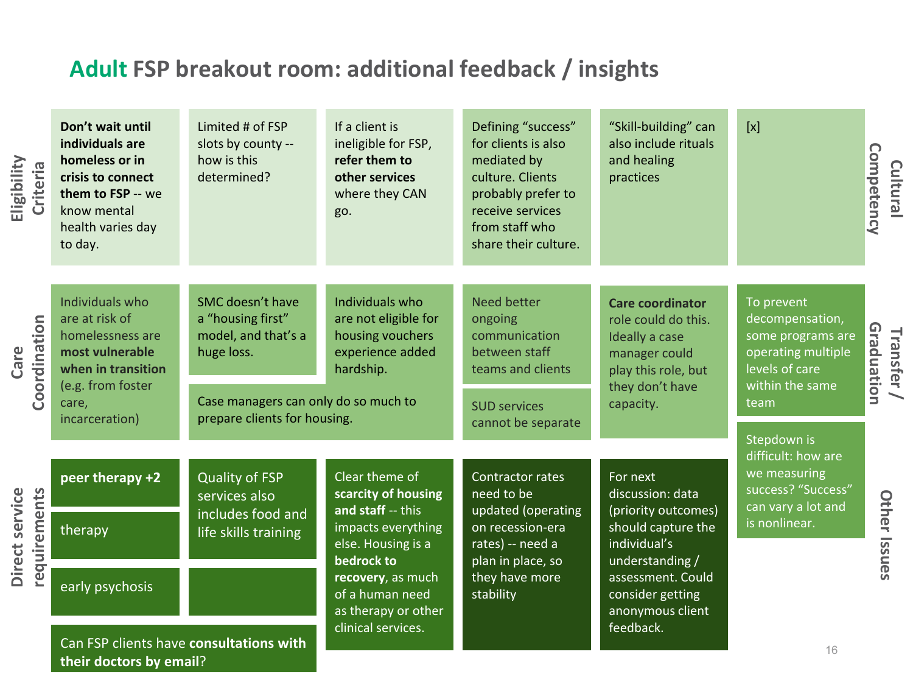# **Adult** FSP breakout room: additional feedback / insights

## Eligibility Criteria

- **Don't wait until individuals are homeless or in crisis to connect them to FSP** -- we know mental health varies day to day.
- Limited # of FSP slots by county -- how is this determined?
- If a client is ineligible for FSP, **refer them to other services** where they CAN go.

## Cultural Competency

- Defining "success" for clients is also mediated by culture. Clients probably prefer to receive services from staff who share their culture.
- "Skill-building" can also include rituals and healing practices
- [x]

## Care Coordination

- Individuals who are at risk of homelessness are **most vulnerable when in transition** (e.g. from foster care, incarceration)
- SMC doesn't have a "housing first" model, and that's a huge loss.
- Individuals who are not eligible for housing vouchers experience added hardship.
- Case managers can only do so much to prepare clients for housing.
- Need better ongoing communication between staff teams and clients
- SUD services cannot be separate
- **Care coordinator** role could do this. Ideally a case manager could play this role, but they don't have capacity.

## Transfer / Graduation

- To prevent decompensation, some programs are operating multiple levels of care within the same team
- Stepdown is difficult: how are we measuring success? "Success" can vary a lot and is nonlinear.

## Direct service requirements

- **peer therapy +2**
- therapy
- early psychosis
- Quality of FSP services also includes food and life skills training
- Can FSP clients have **consultations with their doctors by email**?
- Clear theme of **scarcity of housing and staff** -- this impacts everything else. Housing is a **bedrock to recovery**, as much of a human need as therapy or other clinical services.

## Other Issues

- Contractor rates need to be updated (operating on recession-era rates) -- need a plan in place, so they have more stability
- For next discussion: data (priority outcomes) should capture the individual's understanding / assessment. Could consider getting anonymous client feedback.